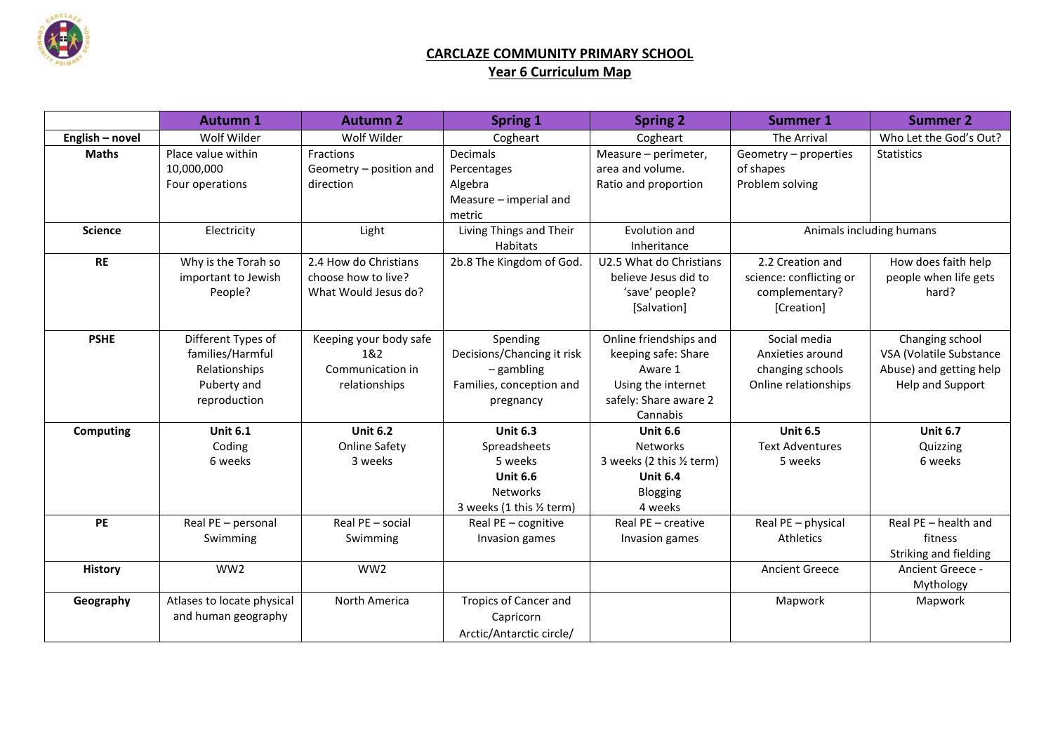# CARCLAZE COMMUNITY PRIMARY SCHOOL

## Year 6 Curriculum Map

| | Autumn 1 | Autumn 2 | Spring 1 | Spring 2 | Summer 1 | Summer 2 |
|---|---|---|---|---|---|---|
| **English – novel** | Wolf Wilder | Wolf Wilder | Cogheart | Cogheart | The Arrival | Who Let the God's Out? |
| **Maths** | Place value within 10,000,000<br>Four operations | Fractions<br>Geometry – position and direction | Decimals<br>Percentages<br>Algebra<br>Measure – imperial and metric | Measure – perimeter, area and volume.<br>Ratio and proportion | Geometry – properties of shapes<br>Problem solving | Statistics |
| **Science** | Electricity | Light | Living Things and Their Habitats | Evolution and Inheritance | Animals including humans | |
| **RE** | Why is the Torah so important to Jewish People? | 2.4 How do Christians choose how to live? What Would Jesus do? | 2b.8 The Kingdom of God. | U2.5 What do Christians believe Jesus did to 'save' people? [Salvation] | 2.2 Creation and science: conflicting or complementary? [Creation] | How does faith help people when life gets hard? |
| **PSHE** | Different Types of families/Harmful Relationships<br>Puberty and reproduction | Keeping your body safe 1&2<br>Communication in relationships | Spending Decisions/Chancing it risk – gambling<br>Families, conception and pregnancy | Online friendships and keeping safe: Share Aware 1<br>Using the internet safely: Share aware 2<br>Cannabis | Social media<br>Anxieties around changing schools<br>Online relationships | Changing school<br>VSA (Volatile Substance Abuse) and getting help<br>Help and Support |
| **Computing** | **Unit 6.1**<br>Coding<br>6 weeks | **Unit 6.2**<br>Online Safety<br>3 weeks | **Unit 6.3**<br>Spreadsheets<br>5 weeks<br>**Unit 6.6**<br>Networks<br>3 weeks (1 this ½ term) | **Unit 6.6**<br>Networks<br>3 weeks (2 this ½ term)<br>**Unit 6.4**<br>Blogging<br>4 weeks | **Unit 6.5**<br>Text Adventures<br>5 weeks | **Unit 6.7**<br>Quizzing<br>6 weeks |
| **PE** | Real PE – personal<br>Swimming | Real PE – social<br>Swimming | Real PE – cognitive<br>Invasion games | Real PE – creative<br>Invasion games | Real PE – physical<br>Athletics | Real PE – health and fitness<br>Striking and fielding |
| **History** | WW2 | WW2 | | | Ancient Greece | Ancient Greece - Mythology |
| **Geography** | Atlases to locate physical and human geography | North America | Tropics of Cancer and Capricorn<br>Arctic/Antarctic circle/ | | Mapwork | Mapwork |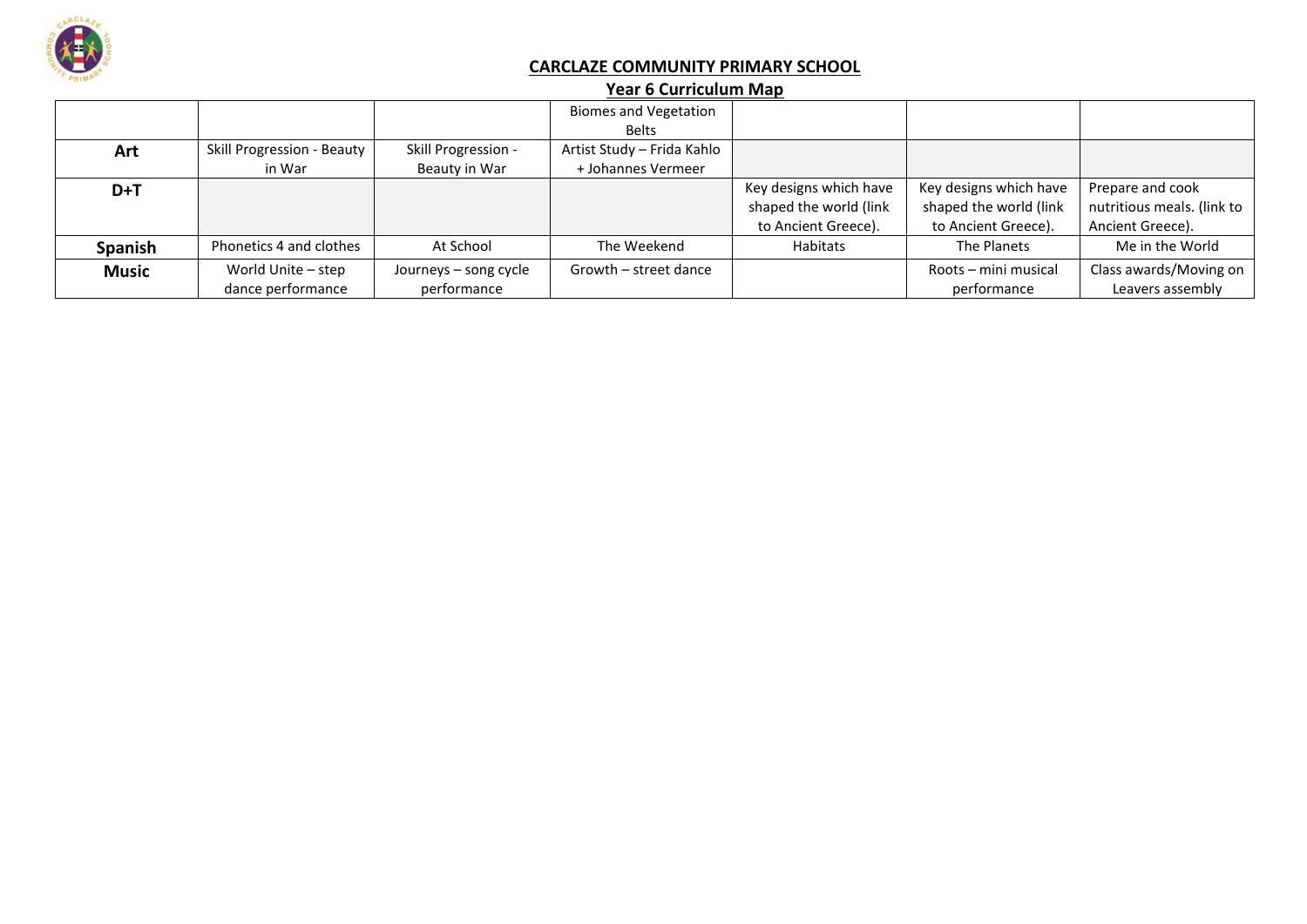## CARCLAZE COMMUNITY PRIMARY SCHOOL

## Year 6 Curriculum Map

| | | | | | | |
|---|---|---|---|---|---|---|
| | | | Biomes and Vegetation Belts | | | |
| **Art** | Skill Progression - Beauty in War | Skill Progression - Beauty in War | Artist Study – Frida Kahlo + Johannes Vermeer | | | |
| **D+T** | | | | Key designs which have shaped the world (link to Ancient Greece). | Key designs which have shaped the world (link to Ancient Greece). | Prepare and cook nutritious meals. (link to Ancient Greece). |
| **Spanish** | Phonetics 4 and clothes | At School | The Weekend | Habitats | The Planets | Me in the World |
| **Music** | World Unite – step dance performance | Journeys – song cycle performance | Growth – street dance | | Roots – mini musical performance | Class awards/Moving on Leavers assembly |